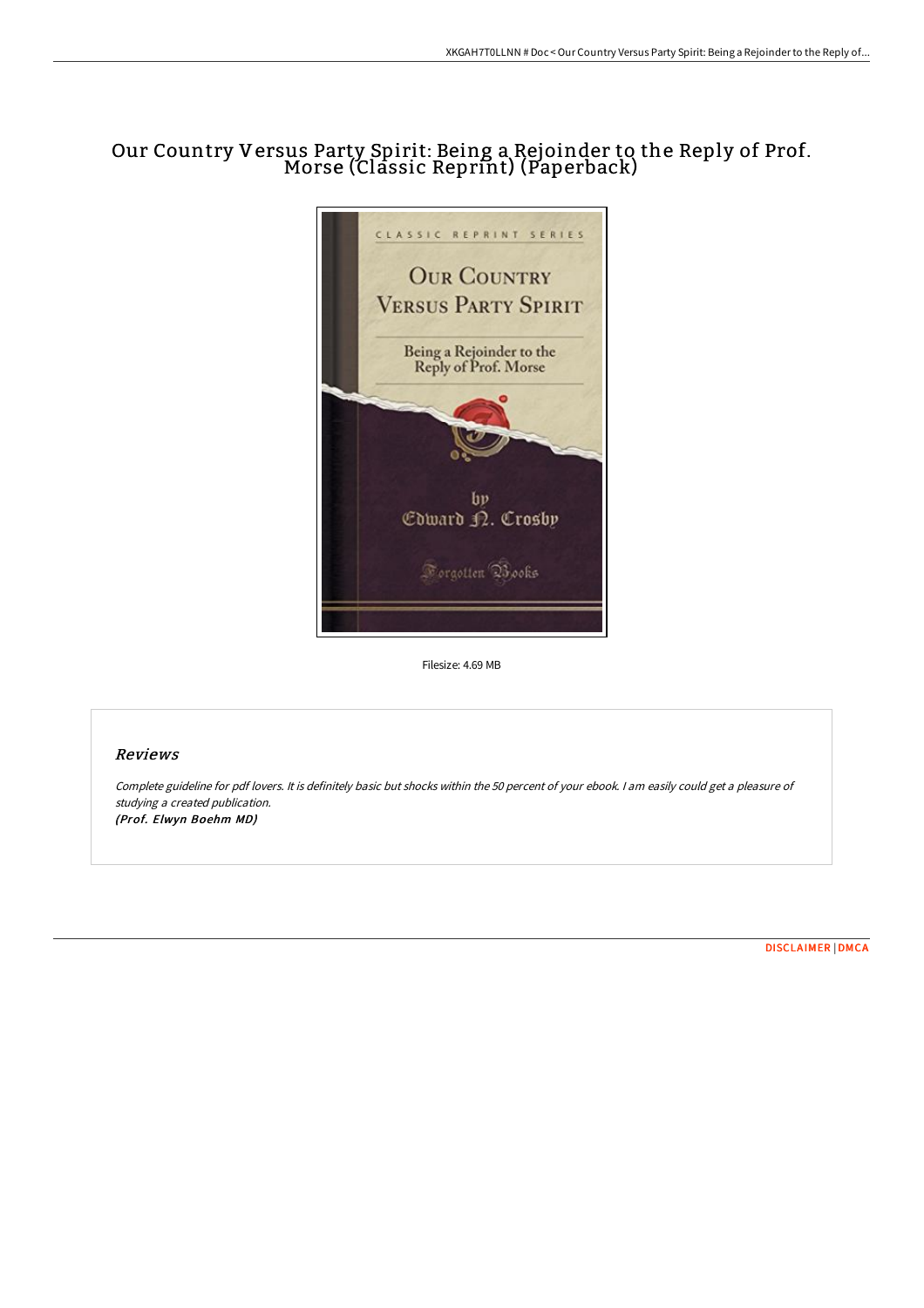# Our Country Versus Party Spirit: Being a Rejoinder to the Reply of Prof. Morse (Classic Reprint) (Paperback)

Filesize: 4.69 MB

## *Reviews*

*Complete guideline for pdf lovers. It is definitely basic but shocks within the 50 percent of your ebook. I am easily could get a pleasure of studying a created publication.*
***(Prof. Elwyn Boehm MD)***

DISCLAIMER | DMCA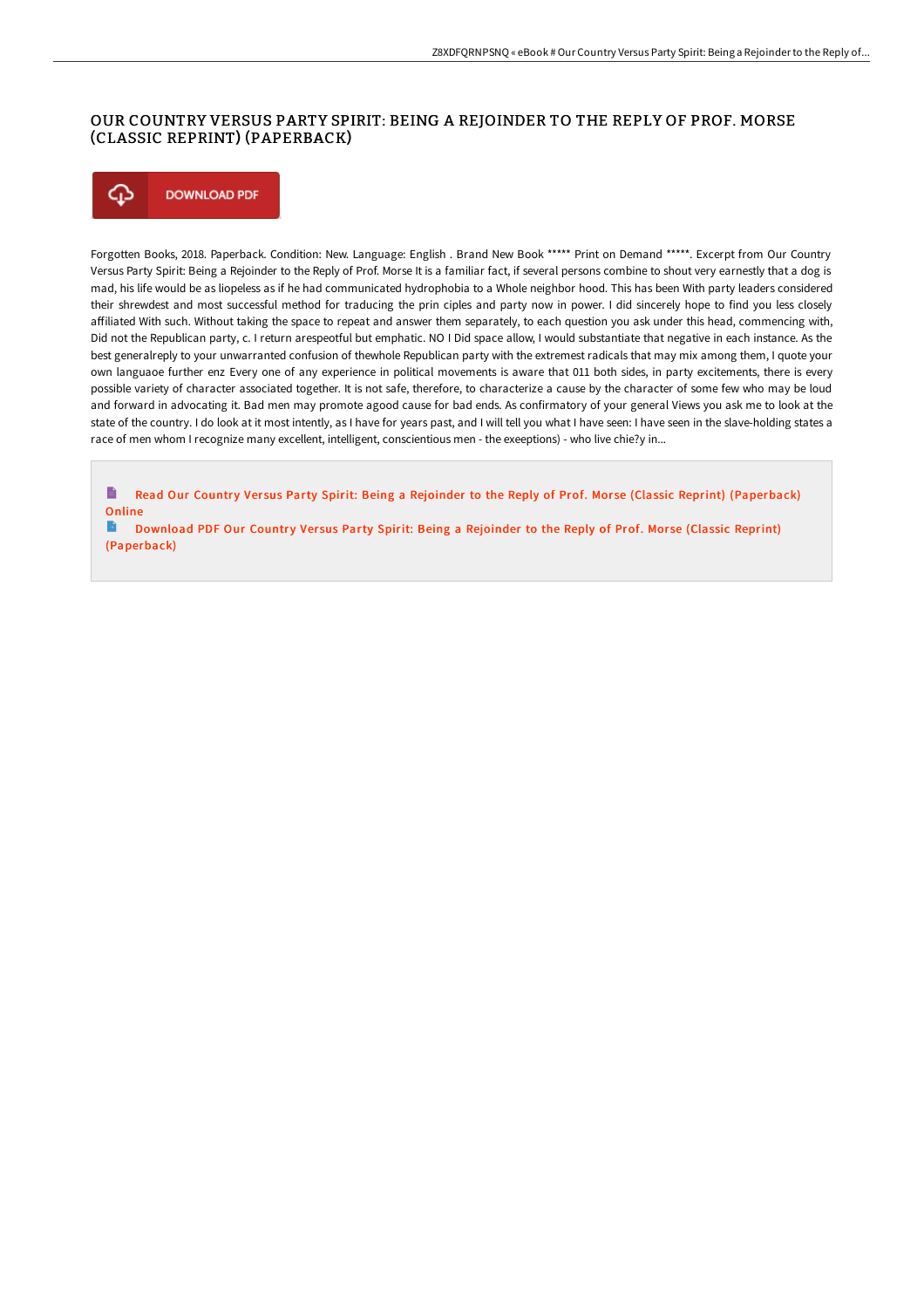# OUR COUNTRY VERSUS PARTY SPIRIT: BEING A REJOINDER TO THE REPLY OF PROF. MORSE (CLASSIC REPRINT) (PAPERBACK)

DOWNLOAD PDF

Forgotten Books, 2018. Paperback. Condition: New. Language: English . Brand New Book ***** Print on Demand *****. Excerpt from Our Country Versus Party Spirit: Being a Rejoinder to the Reply of Prof. Morse It is a familiar fact, if several persons combine to shout very earnestly that a dog is mad, his life would be as liopeless as if he had communicated hydrophobia to a Whole neighbor hood. This has been With party leaders considered their shrewdest and most successful method for traducing the prin ciples and party now in power. I did sincerely hope to find you less closely affiliated With such. Without taking the space to repeat and answer them separately, to each question you ask under this head, commencing with, Did not the Republican party, c. I return arespeotful but emphatic. NO I Did space allow, I would substantiate that negative in each instance. As the best generalreply to your unwarranted confusion of thewhole Republican party with the extremest radicals that may mix among them, I quote your own languaoe further enz Every one of any experience in political movements is aware that 011 both sides, in party excitements, there is every possible variety of character associated together. It is not safe, therefore, to characterize a cause by the character of some few who may be loud and forward in advocating it. Bad men may promote agood cause for bad ends. As confirmatory of your general Views you ask me to look at the state of the country. I do look at it most intently, as I have for years past, and I will tell you what I have seen: I have seen in the slave-holding states a race of men whom I recognize many excellent, intelligent, conscientious men - the exeeptions) - who live chie?y in...

Read Our Country Versus Party Spirit: Being a Rejoinder to the Reply of Prof. Morse (Classic Reprint) (Paperback) Online

Download PDF Our Country Versus Party Spirit: Being a Rejoinder to the Reply of Prof. Morse (Classic Reprint) (Paperback)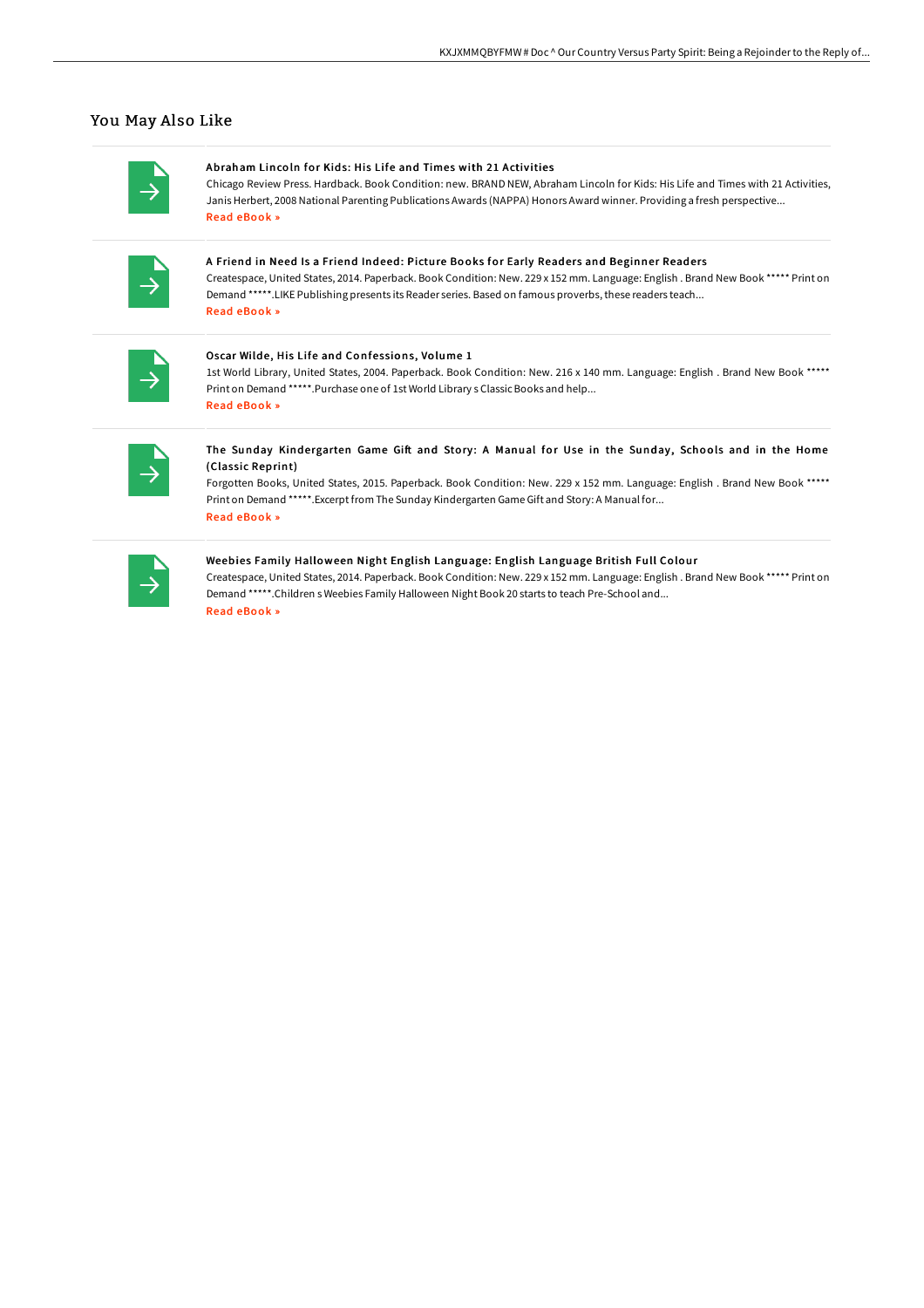## You May Also Like

### Abraham Lincoln for Kids: His Life and Times with 21 Activities

Chicago Review Press. Hardback. Book Condition: new. BRAND NEW, Abraham Lincoln for Kids: His Life and Times with 21 Activities, Janis Herbert, 2008 National Parenting Publications Awards (NAPPA) Honors Award winner. Providing a fresh perspective...

Read eBook »

### A Friend in Need Is a Friend Indeed: Picture Books for Early Readers and Beginner Readers

Createspace, United States, 2014. Paperback. Book Condition: New. 229 x 152 mm. Language: English . Brand New Book ***** Print on Demand *****.LIKE Publishing presents its Reader series. Based on famous proverbs, these readers teach...

Read eBook »

### Oscar Wilde, His Life and Confessions, Volume 1

1st World Library, United States, 2004. Paperback. Book Condition: New. 216 x 140 mm. Language: English . Brand New Book ***** Print on Demand *****.Purchase one of 1st World Library s Classic Books and help...

Read eBook »

### The Sunday Kindergarten Game Gift and Story: A Manual for Use in the Sunday, Schools and in the Home (Classic Reprint)

Forgotten Books, United States, 2015. Paperback. Book Condition: New. 229 x 152 mm. Language: English . Brand New Book ***** Print on Demand *****.Excerpt from The Sunday Kindergarten Game Gift and Story: A Manual for...

Read eBook »

### Weebies Family Halloween Night English Language: English Language British Full Colour

Createspace, United States, 2014. Paperback. Book Condition: New. 229 x 152 mm. Language: English . Brand New Book ***** Print on Demand *****.Children s Weebies Family Halloween Night Book 20 starts to teach Pre-School and...

Read eBook »